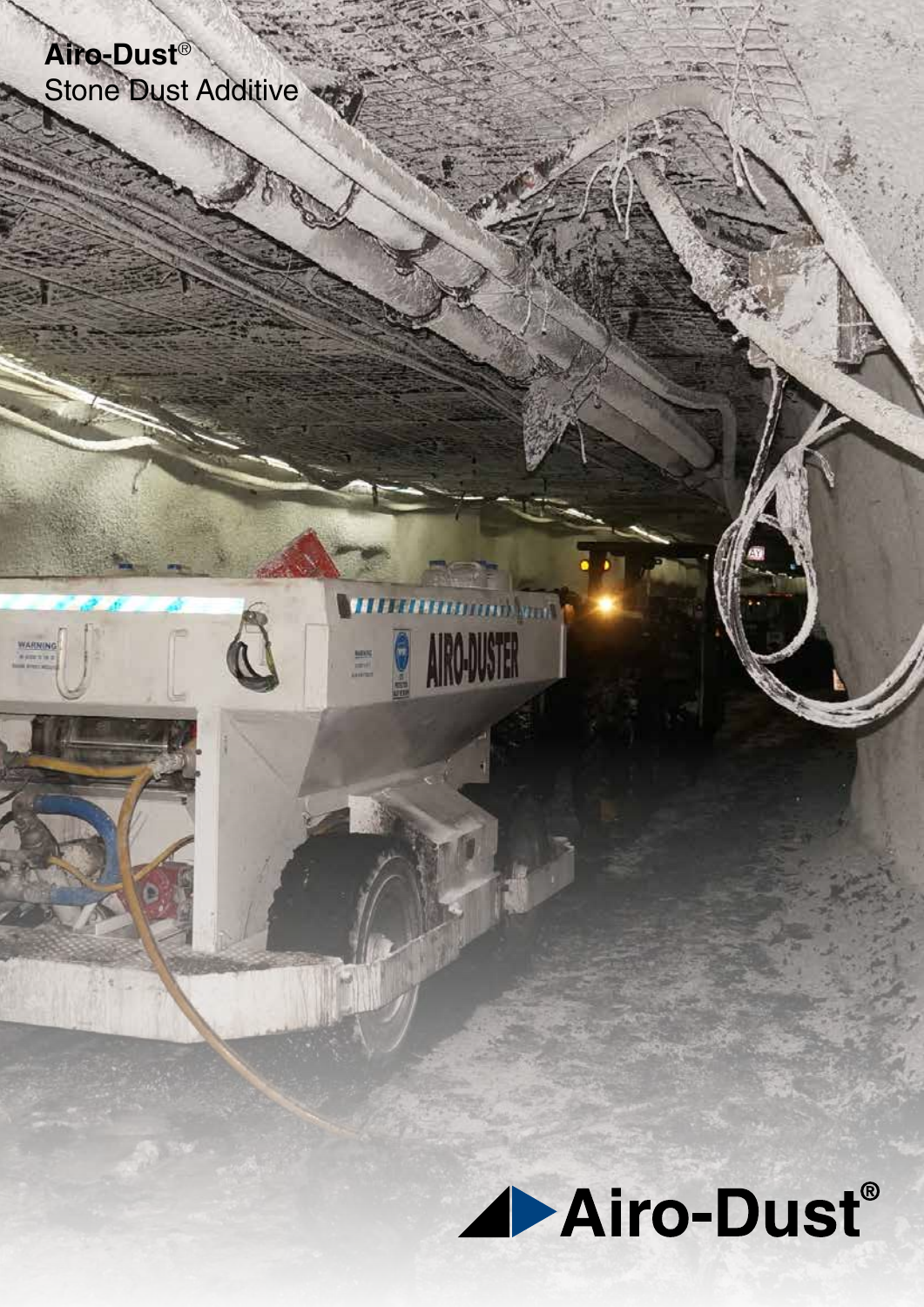# Airo-Dust®

## Stone Dust Additive

Airo-Dust®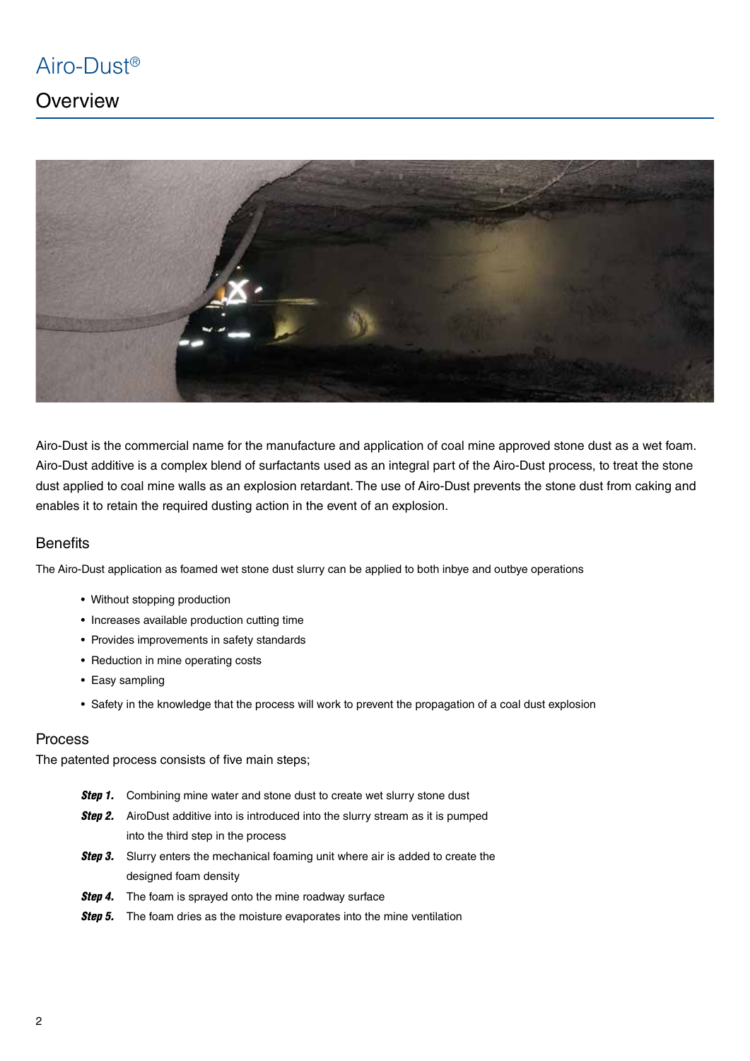# Airo-Dust®

## Overview

Airo-Dust is the commercial name for the manufacture and application of coal mine approved stone dust as a wet foam. Airo-Dust additive is a complex blend of surfactants used as an integral part of the Airo-Dust process, to treat the stone dust applied to coal mine walls as an explosion retardant. The use of Airo-Dust prevents the stone dust from caking and enables it to retain the required dusting action in the event of an explosion.

### Benefits

The Airo-Dust application as foamed wet stone dust slurry can be applied to both inbye and outbye operations

- Without stopping production
- Increases available production cutting time
- Provides improvements in safety standards
- Reduction in mine operating costs
- Easy sampling
- Safety in the knowledge that the process will work to prevent the propagation of a coal dust explosion

### Process

The patented process consists of five main steps;

***Step 1.*** Combining mine water and stone dust to create wet slurry stone dust

***Step 2.*** AiroDust additive into is introduced into the slurry stream as it is pumped into the third step in the process

***Step 3.*** Slurry enters the mechanical foaming unit where air is added to create the designed foam density

***Step 4.*** The foam is sprayed onto the mine roadway surface

***Step 5.*** The foam dries as the moisture evaporates into the mine ventilation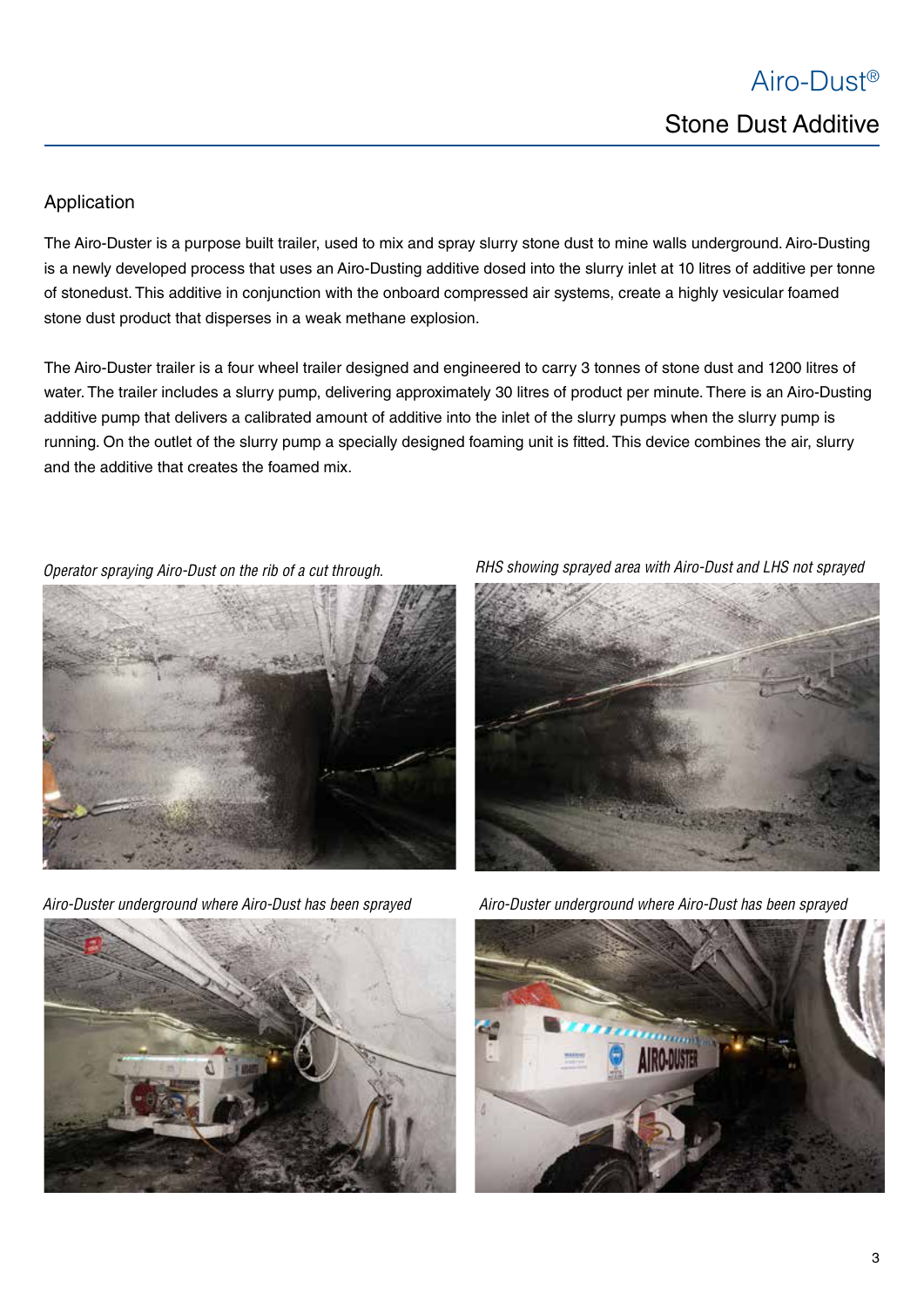## Application

The Airo-Duster is a purpose built trailer, used to mix and spray slurry stone dust to mine walls underground. Airo-Dusting is a newly developed process that uses an Airo-Dusting additive dosed into the slurry inlet at 10 litres of additive per tonne of stonedust. This additive in conjunction with the onboard compressed air systems, create a highly vesicular foamed stone dust product that disperses in a weak methane explosion.

The Airo-Duster trailer is a four wheel trailer designed and engineered to carry 3 tonnes of stone dust and 1200 litres of water. The trailer includes a slurry pump, delivering approximately 30 litres of product per minute. There is an Airo-Dusting additive pump that delivers a calibrated amount of additive into the inlet of the slurry pumps when the slurry pump is running. On the outlet of the slurry pump a specially designed foaming unit is fitted. This device combines the air, slurry and the additive that creates the foamed mix.

*Operator spraying Airo-Dust on the rib of a cut through.*

*RHS showing sprayed area with Airo-Dust and LHS not sprayed*

*Airo-Duster underground where Airo-Dust has been sprayed*

*Airo-Duster underground where Airo-Dust has been sprayed*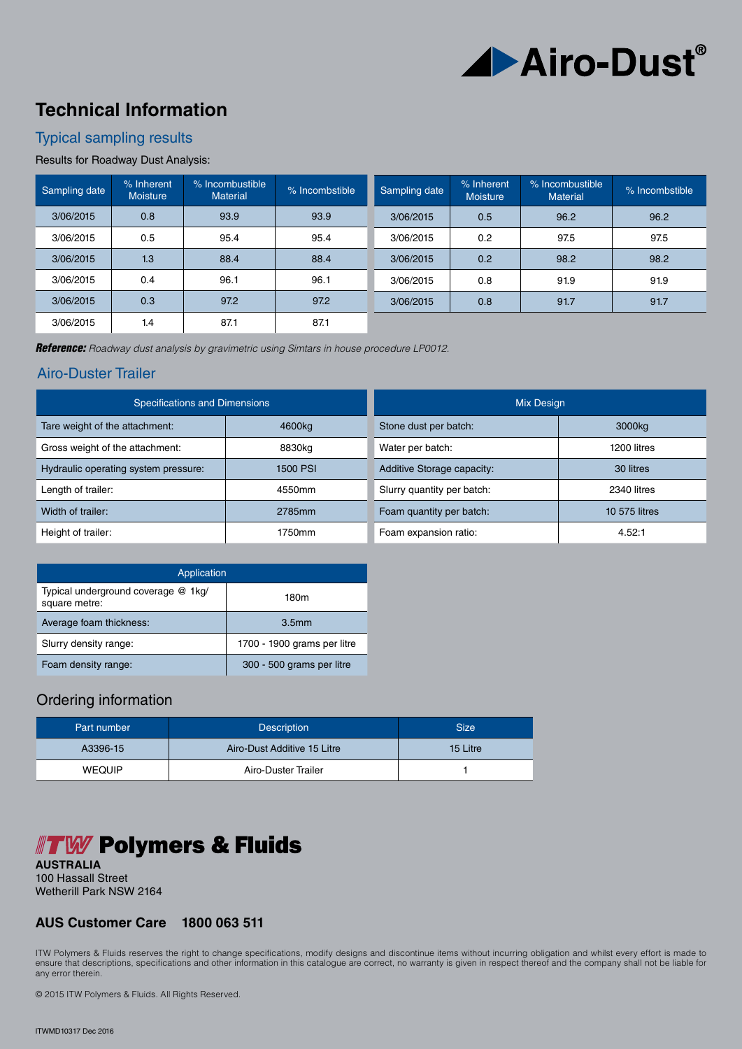Airo-Dust®

# Technical Information

## Typical sampling results

Results for Roadway Dust Analysis:

| Sampling date | % Inherent Moisture | % Incombustible Material | % Incombstible |
|---|---|---|---|
| 3/06/2015 | 0.8 | 93.9 | 93.9 |
| 3/06/2015 | 0.5 | 95.4 | 95.4 |
| 3/06/2015 | 1.3 | 88.4 | 88.4 |
| 3/06/2015 | 0.4 | 96.1 | 96.1 |
| 3/06/2015 | 0.3 | 97.2 | 97.2 |
| 3/06/2015 | 1.4 | 87.1 | 87.1 |

| Sampling date | % Inherent Moisture | % Incombustible Material | % Incombstible |
|---|---|---|---|
| 3/06/2015 | 0.5 | 96.2 | 96.2 |
| 3/06/2015 | 0.2 | 97.5 | 97.5 |
| 3/06/2015 | 0.2 | 98.2 | 98.2 |
| 3/06/2015 | 0.8 | 91.9 | 91.9 |
| 3/06/2015 | 0.8 | 91.7 | 91.7 |

***Reference:*** *Roadway dust analysis by gravimetric using Simtars in house procedure LP0012.*

## Airo-Duster Trailer

| Specifications and Dimensions | |
|---|---|
| Tare weight of the attachment: | 4600kg |
| Gross weight of the attachment: | 8830kg |
| Hydraulic operating system pressure: | 1500 PSI |
| Length of trailer: | 4550mm |
| Width of trailer: | 2785mm |
| Height of trailer: | 1750mm |

| Mix Design | |
|---|---|
| Stone dust per batch: | 3000kg |
| Water per batch: | 1200 litres |
| Additive Storage capacity: | 30 litres |
| Slurry quantity per batch: | 2340 litres |
| Foam quantity per batch: | 10 575 litres |
| Foam expansion ratio: | 4.52:1 |

| Application | |
|---|---|
| Typical underground coverage @ 1kg/ square metre: | 180m |
| Average foam thickness: | 3.5mm |
| Slurry density range: | 1700 - 1900 grams per litre |
| Foam density range: | 300 - 500 grams per litre |

## Ordering information

| Part number | Description | Size |
|---|---|---|
| A3396-15 | Airo-Dust Additive 15 Litre | 15 Litre |
| WEQUIP | Airo-Duster Trailer | 1 |

**ITW Polymers & Fluids**

**AUSTRALIA**
100 Hassall Street
Wetherill Park NSW 2164

**AUS Customer Care 1800 063 511**

ITW Polymers & Fluids reserves the right to change specifications, modify designs and discontinue items without incurring obligation and whilst every effort is made to ensure that descriptions, specifications and other information in this catalogue are correct, no warranty is given in respect thereof and the company shall not be liable for any error therein.

© 2015 ITW Polymers & Fluids. All Rights Reserved.

ITWMD10317 Dec 2016